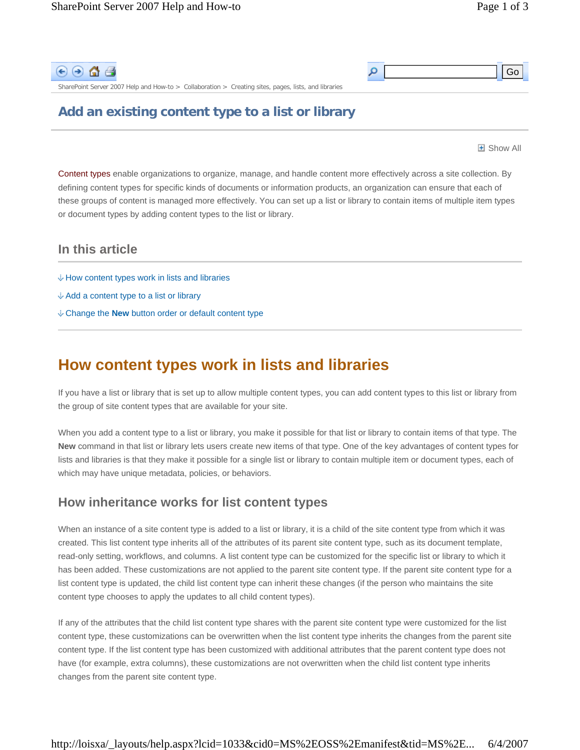SharePoint Server 2007 Help and How-to > Collaboration > Creating sites, pages, lists, and libraries

# Add an existing content type to a list or library

Show All

Content types enable organizations to organize, manage, and handle content more effectively across a site collection. By defining content types for specific kinds of documents or information products, an organization can ensure that each of these groups of content is managed more effectively. You can set up a list or library to contain items of multiple item types or document types by adding content types to the list or library.

## In this article

- How content types work in lists and libraries
- Add a content type to a list or library
- Change the **New** button order or default content type

## How content types work in lists and libraries

If you have a list or library that is set up to allow multiple content types, you can add content types to this list or library from the group of site content types that are available for your site.

When you add a content type to a list or library, you make it possible for that list or library to contain items of that type. The **New** command in that list or library lets users create new items of that type. One of the key advantages of content types for lists and libraries is that they make it possible for a single list or library to contain multiple item or document types, each of which may have unique metadata, policies, or behaviors.

### How inheritance works for list content types

When an instance of a site content type is added to a list or library, it is a child of the site content type from which it was created. This list content type inherits all of the attributes of its parent site content type, such as its document template, read-only setting, workflows, and columns. A list content type can be customized for the specific list or library to which it has been added. These customizations are not applied to the parent site content type. If the parent site content type for a list content type is updated, the child list content type can inherit these changes (if the person who maintains the site content type chooses to apply the updates to all child content types).

If any of the attributes that the child list content type shares with the parent site content type were customized for the list content type, these customizations can be overwritten when the list content type inherits the changes from the parent site content type. If the list content type has been customized with additional attributes that the parent content type does not have (for example, extra columns), these customizations are not overwritten when the child list content type inherits changes from the parent site content type.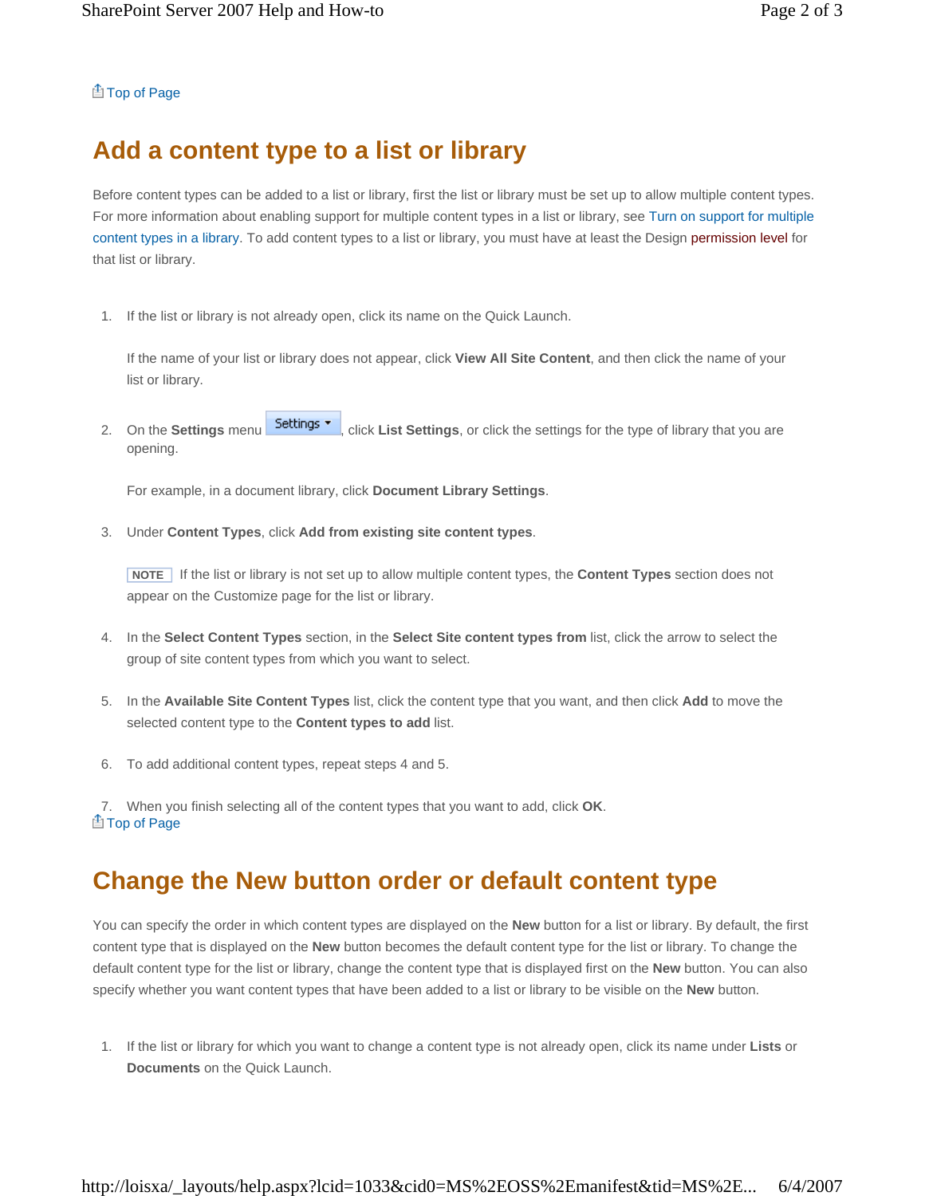Top of Page

## Add a content type to a list or library

Before content types can be added to a list or library, first the list or library must be set up to allow multiple content types. For more information about enabling support for multiple content types in a list or library, see Turn on support for multiple content types in a library. To add content types to a list or library, you must have at least the Design permission level for that list or library.

1. If the list or library is not already open, click its name on the Quick Launch.

   If the name of your list or library does not appear, click **View All Site Content**, and then click the name of your list or library.

2. On the **Settings** menu Settings, click **List Settings**, or click the settings for the type of library that you are opening.

   For example, in a document library, click **Document Library Settings**.

3. Under **Content Types**, click **Add from existing site content types**.

   **NOTE** If the list or library is not set up to allow multiple content types, the **Content Types** section does not appear on the Customize page for the list or library.

4. In the **Select Content Types** section, in the **Select Site content types from** list, click the arrow to select the group of site content types from which you want to select.

5. In the **Available Site Content Types** list, click the content type that you want, and then click **Add** to move the selected content type to the **Content types to add** list.

6. To add additional content types, repeat steps 4 and 5.

7. When you finish selecting all of the content types that you want to add, click **OK**.

Top of Page

## Change the New button order or default content type

You can specify the order in which content types are displayed on the **New** button for a list or library. By default, the first content type that is displayed on the **New** button becomes the default content type for the list or library. To change the default content type for the list or library, change the content type that is displayed first on the **New** button. You can also specify whether you want content types that have been added to a list or library to be visible on the **New** button.

1. If the list or library for which you want to change a content type is not already open, click its name under **Lists** or **Documents** on the Quick Launch.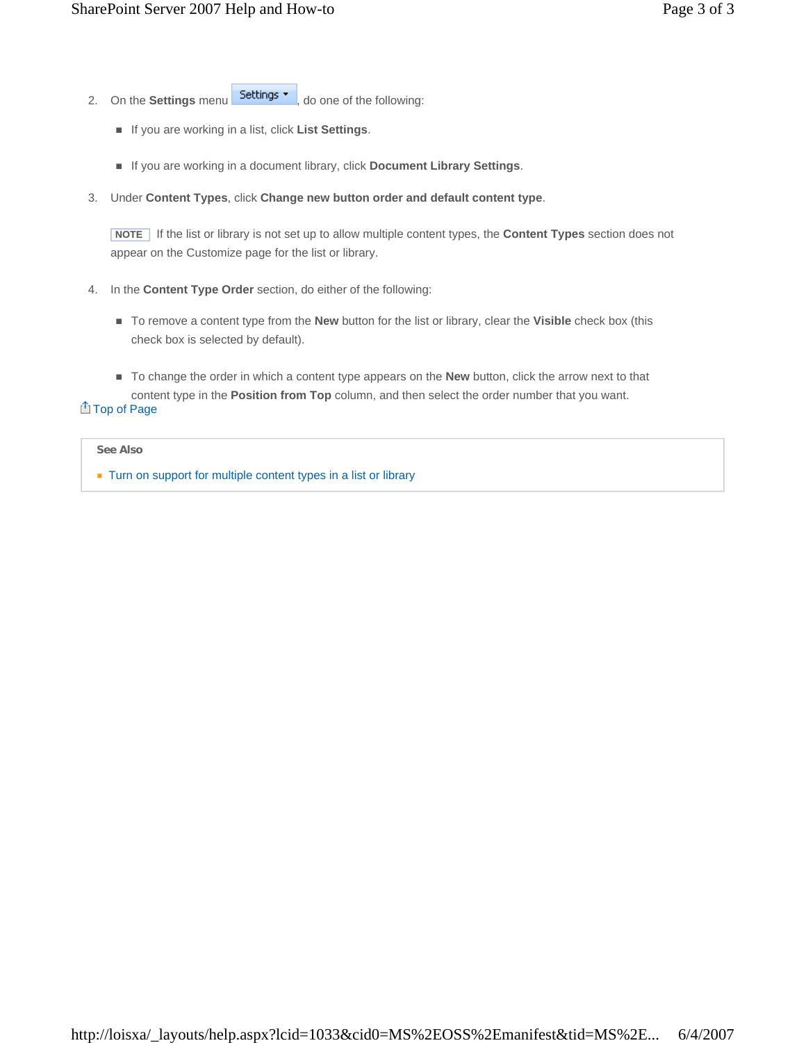2. On the **Settings** menu Settings, do one of the following:
   - If you are working in a list, click **List Settings**.
   - If you are working in a document library, click **Document Library Settings**.
3. Under **Content Types**, click **Change new button order and default content type**.

   NOTE If the list or library is not set up to allow multiple content types, the **Content Types** section does not appear on the Customize page for the list or library.

4. In the **Content Type Order** section, do either of the following:
   - To remove a content type from the **New** button for the list or library, clear the **Visible** check box (this check box is selected by default).
   - To change the order in which a content type appears on the **New** button, click the arrow next to that content type in the **Position from Top** column, and then select the order number that you want.

Top of Page

**See Also**

- Turn on support for multiple content types in a list or library